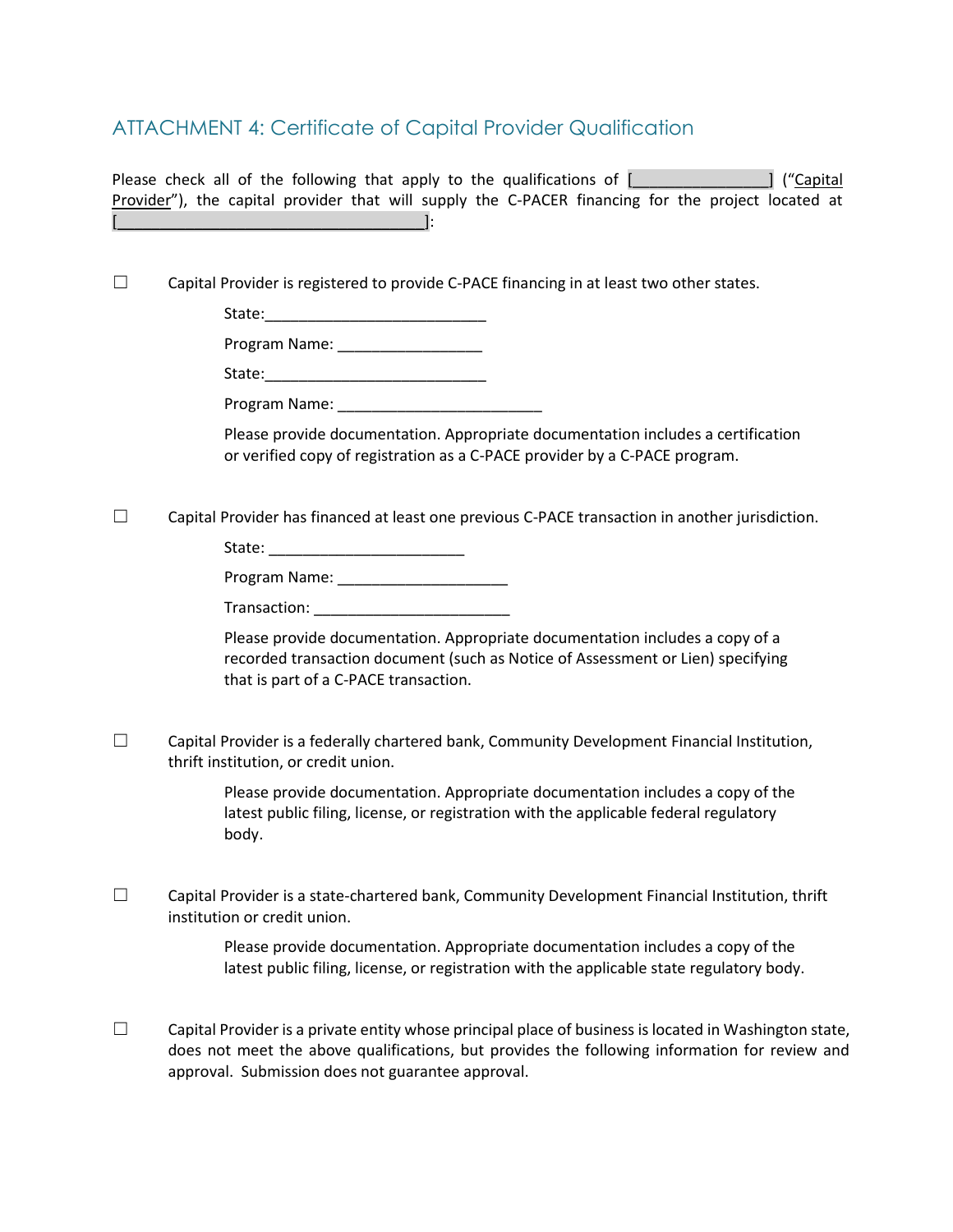## ATTACHMENT 4: Certificate of Capital Provider Qualification

Please check all of the following that apply to the qualifications of [________________] ("Capital Provider"), the capital provider that will supply the C-PACER financing for the project located at [____________________________________]:

☐ Capital Provider is registered to provide C-PACE financing in at least two other states.

State:___________________________

Program Name: _________________

State:___________________________

Program Name: ________________________

Please provide documentation. Appropriate documentation includes a certification or verified copy of registration as a C-PACE provider by a C-PACE program.

☐ Capital Provider has financed at least one previous C-PACE transaction in another jurisdiction.

State: _______________________

Program Name: ____________________

Transaction: _______________________

Please provide documentation. Appropriate documentation includes a copy of a recorded transaction document (such as Notice of Assessment or Lien) specifying that is part of a C-PACE transaction.

☐ Capital Provider is a federally chartered bank, Community Development Financial Institution, thrift institution, or credit union.

Please provide documentation. Appropriate documentation includes a copy of the latest public filing, license, or registration with the applicable federal regulatory body.

☐ Capital Provider is a state-chartered bank, Community Development Financial Institution, thrift institution or credit union.

Please provide documentation. Appropriate documentation includes a copy of the latest public filing, license, or registration with the applicable state regulatory body.

☐ Capital Provider is a private entity whose principal place of business is located in Washington state, does not meet the above qualifications, but provides the following information for review and approval. Submission does not guarantee approval.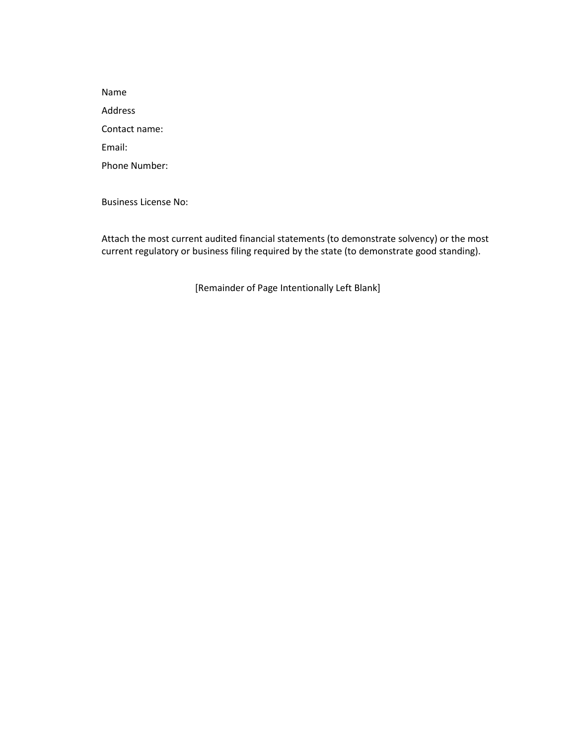Name

Address

Contact name:

Email:

Phone Number:

Business License No:

Attach the most current audited financial statements (to demonstrate solvency) or the most current regulatory or business filing required by the state (to demonstrate good standing).

[Remainder of Page Intentionally Left Blank]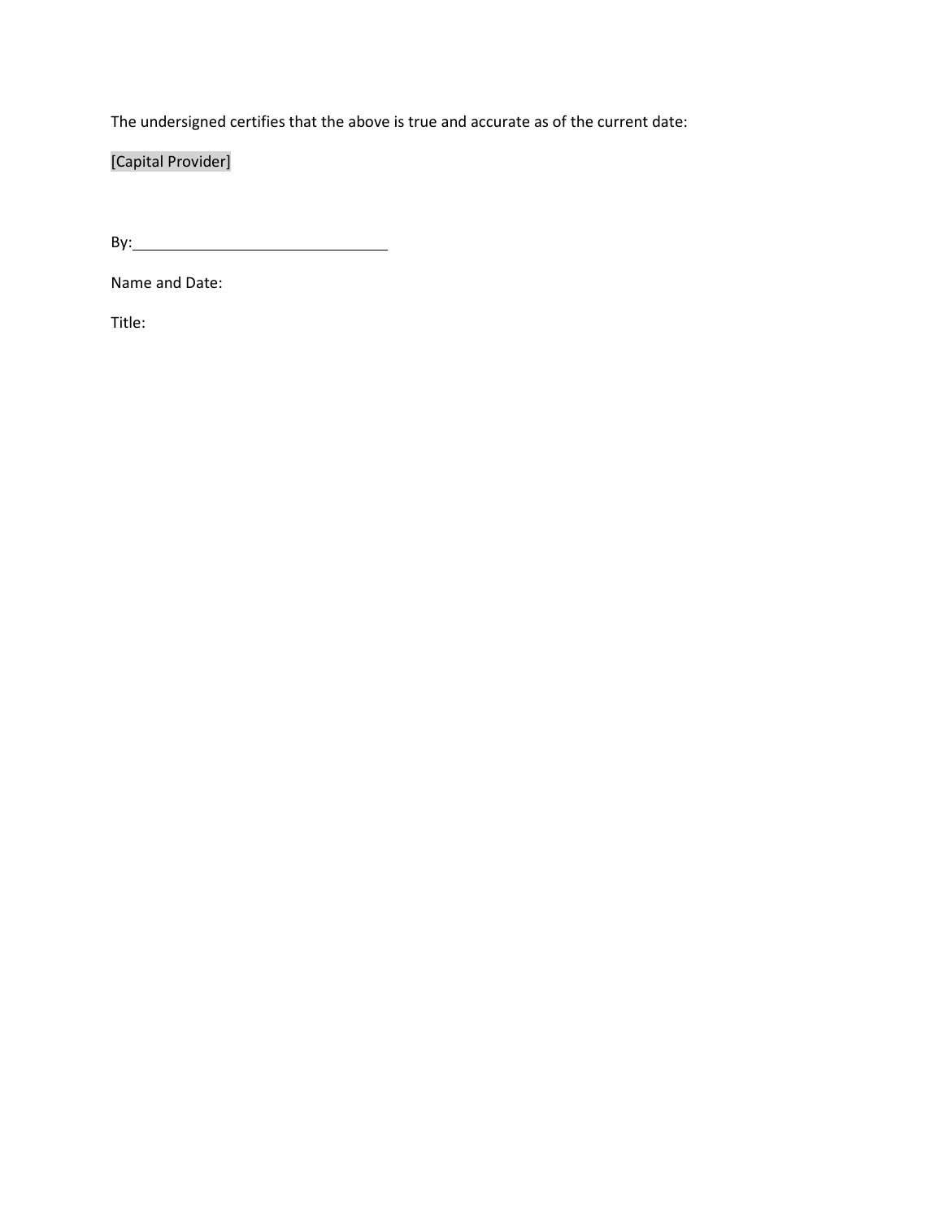The undersigned certifies that the above is true and accurate as of the current date:

[Capital Provider]

By:______________________________

Name and Date:

Title: